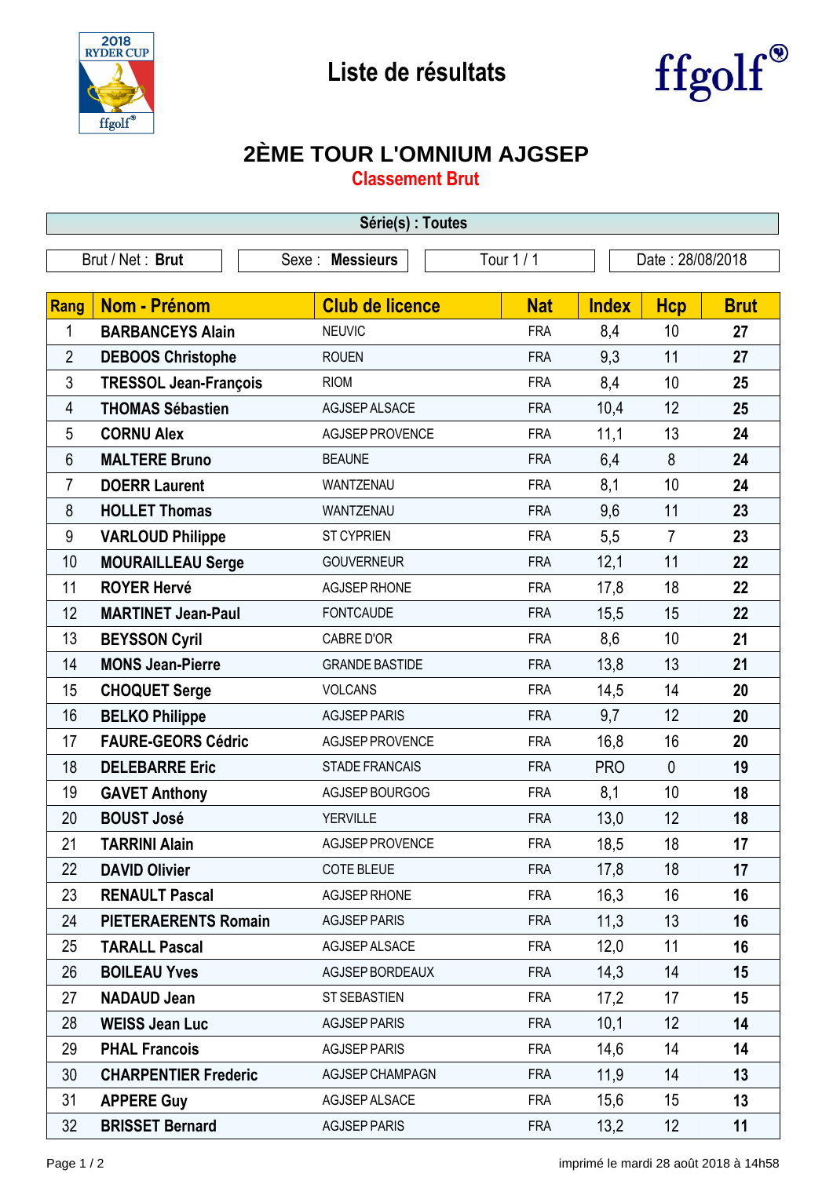# Liste de résultats

## 2ÈME TOUR L'OMNIUM AJGSEP

### Classement Brut

**Série(s) : Toutes**

| Brut / Net : **Brut** | Sexe : **Messieurs** | Tour 1 / 1 | Date : 28/08/2018 |
|---|---|---|---|

| Rang | Nom - Prénom | Club de licence | Nat | Index | Hcp | Brut |
|---|---|---|---|---|---|---|
| 1 | **BARBANCEYS Alain** | NEUVIC | FRA | 8,4 | 10 | **27** |
| 2 | **DEBOOS Christophe** | ROUEN | FRA | 9,3 | 11 | **27** |
| 3 | **TRESSOL Jean-François** | RIOM | FRA | 8,4 | 10 | **25** |
| 4 | **THOMAS Sébastien** | AGJSEP ALSACE | FRA | 10,4 | 12 | **25** |
| 5 | **CORNU Alex** | AGJSEP PROVENCE | FRA | 11,1 | 13 | **24** |
| 6 | **MALTERE Bruno** | BEAUNE | FRA | 6,4 | 8 | **24** |
| 7 | **DOERR Laurent** | WANTZENAU | FRA | 8,1 | 10 | **24** |
| 8 | **HOLLET Thomas** | WANTZENAU | FRA | 9,6 | 11 | **23** |
| 9 | **VARLOUD Philippe** | ST CYPRIEN | FRA | 5,5 | 7 | **23** |
| 10 | **MOURAILLEAU Serge** | GOUVERNEUR | FRA | 12,1 | 11 | **22** |
| 11 | **ROYER Hervé** | AGJSEP RHONE | FRA | 17,8 | 18 | **22** |
| 12 | **MARTINET Jean-Paul** | FONTCAUDE | FRA | 15,5 | 15 | **22** |
| 13 | **BEYSSON Cyril** | CABRE D'OR | FRA | 8,6 | 10 | **21** |
| 14 | **MONS Jean-Pierre** | GRANDE BASTIDE | FRA | 13,8 | 13 | **21** |
| 15 | **CHOQUET Serge** | VOLCANS | FRA | 14,5 | 14 | **20** |
| 16 | **BELKO Philippe** | AGJSEP PARIS | FRA | 9,7 | 12 | **20** |
| 17 | **FAURE-GEORS Cédric** | AGJSEP PROVENCE | FRA | 16,8 | 16 | **20** |
| 18 | **DELEBARRE Eric** | STADE FRANCAIS | FRA | PRO | 0 | **19** |
| 19 | **GAVET Anthony** | AGJSEP BOURGOG | FRA | 8,1 | 10 | **18** |
| 20 | **BOUST José** | YERVILLE | FRA | 13,0 | 12 | **18** |
| 21 | **TARRINI Alain** | AGJSEP PROVENCE | FRA | 18,5 | 18 | **17** |
| 22 | **DAVID Olivier** | COTE BLEUE | FRA | 17,8 | 18 | **17** |
| 23 | **RENAULT Pascal** | AGJSEP RHONE | FRA | 16,3 | 16 | **16** |
| 24 | **PIETERAERENTS Romain** | AGJSEP PARIS | FRA | 11,3 | 13 | **16** |
| 25 | **TARALL Pascal** | AGJSEP ALSACE | FRA | 12,0 | 11 | **16** |
| 26 | **BOILEAU Yves** | AGJSEP BORDEAUX | FRA | 14,3 | 14 | **15** |
| 27 | **NADAUD Jean** | ST SEBASTIEN | FRA | 17,2 | 17 | **15** |
| 28 | **WEISS Jean Luc** | AGJSEP PARIS | FRA | 10,1 | 12 | **14** |
| 29 | **PHAL Francois** | AGJSEP PARIS | FRA | 14,6 | 14 | **14** |
| 30 | **CHARPENTIER Frederic** | AGJSEP CHAMPAGN | FRA | 11,9 | 14 | **13** |
| 31 | **APPERE Guy** | AGJSEP ALSACE | FRA | 15,6 | 15 | **13** |
| 32 | **BRISSET Bernard** | AGJSEP PARIS | FRA | 13,2 | 12 | **11** |

imprimé le mardi 28 août 2018 à 14h58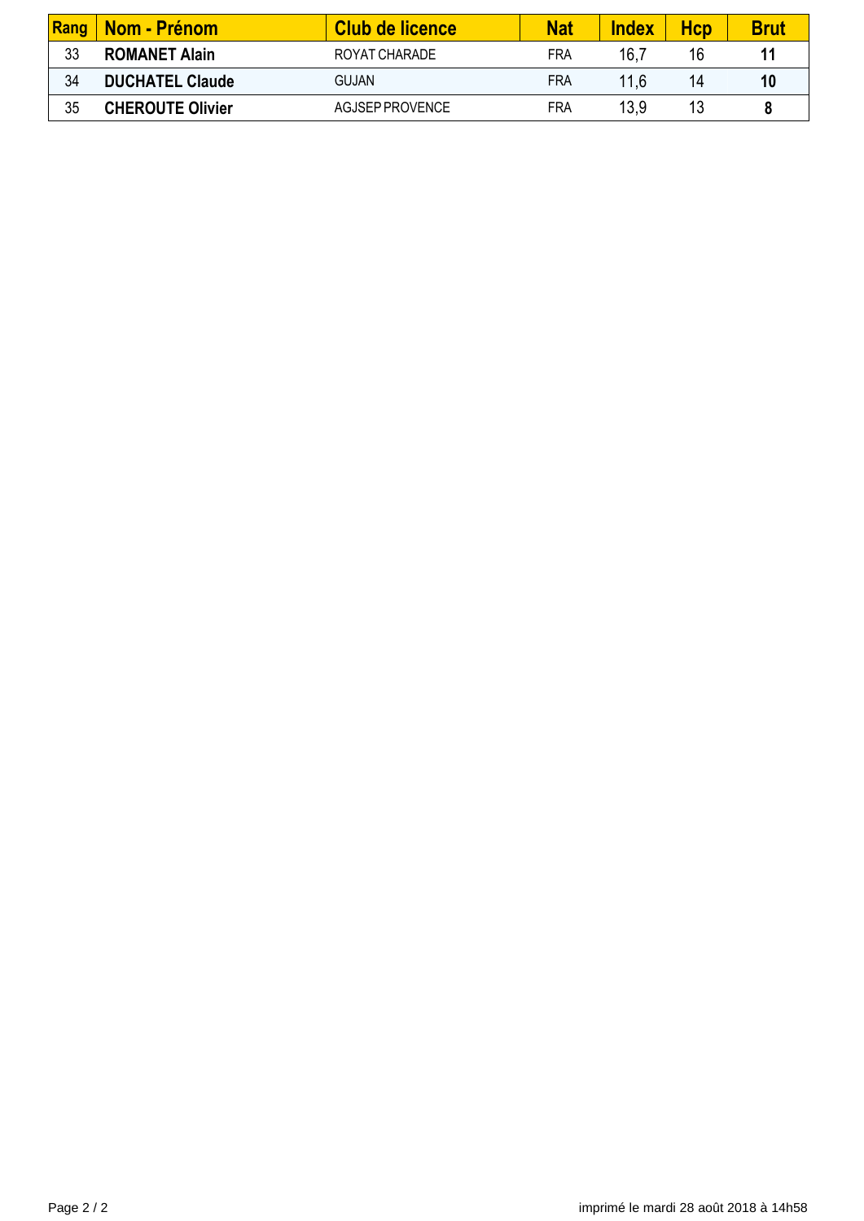| Rang | Nom - Prénom | Club de licence | Nat | Index | Hcp | Brut |
|---|---|---|---|---|---|---|
| 33 | **ROMANET Alain** | ROYAT CHARADE | FRA | 16,7 | 16 | **11** |
| 34 | **DUCHATEL Claude** | GUJAN | FRA | 11,6 | 14 | **10** |
| 35 | **CHEROUTE Olivier** | AGJSEP PROVENCE | FRA | 13,9 | 13 | **8** |

imprimé le mardi 28 août 2018 à 14h58